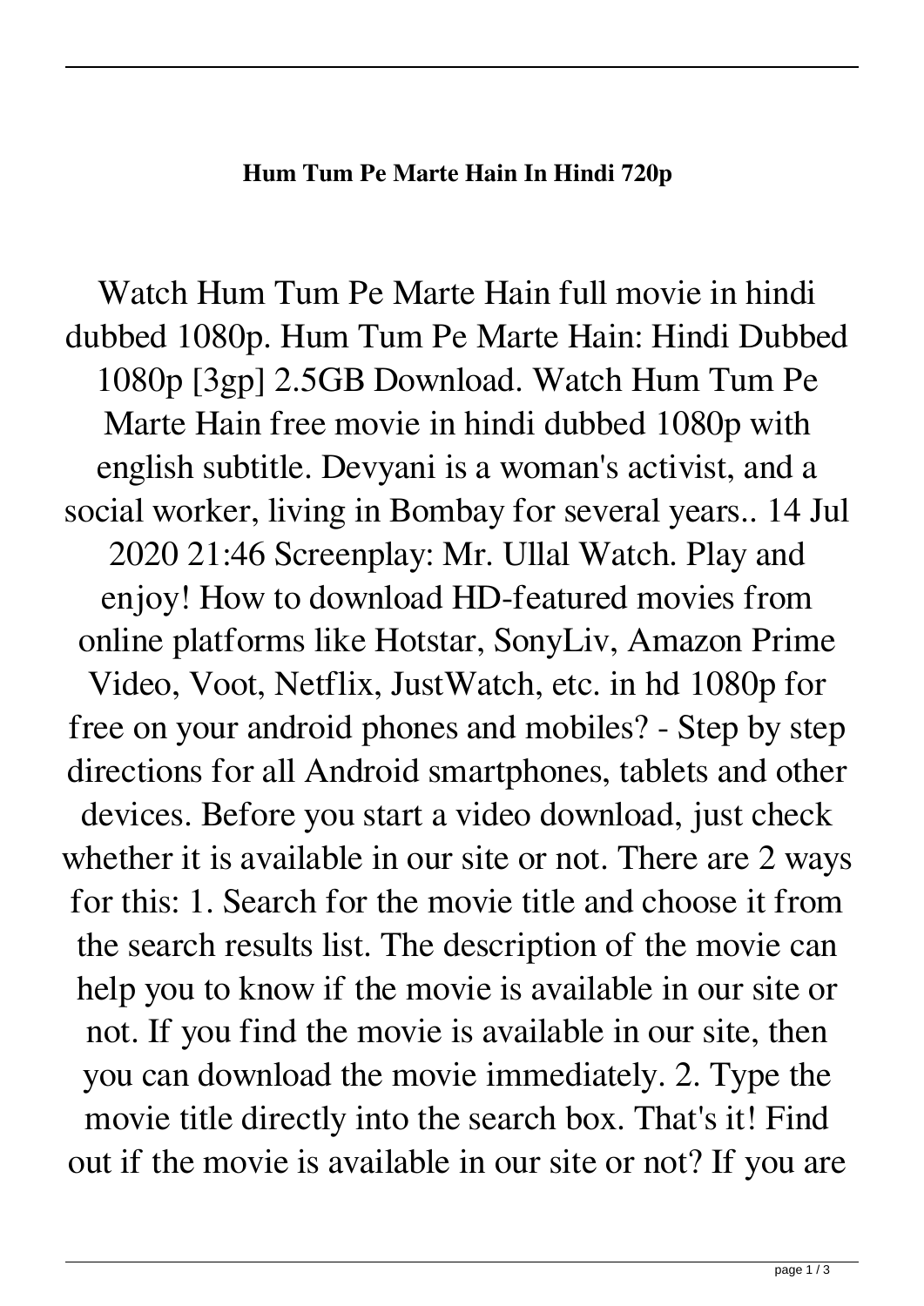**Hum Tum Pe Marte Hain In Hindi 720p**

Watch Hum Tum Pe Marte Hain full movie in hindi dubbed 1080p. Hum Tum Pe Marte Hain: Hindi Dubbed 1080p [3gp] 2.5GB Download. Watch Hum Tum Pe Marte Hain free movie in hindi dubbed 1080p with english subtitle. Devyani is a woman's activist, and a social worker, living in Bombay for several years.. 14 Jul 2020 21:46 Screenplay: Mr. Ullal Watch. Play and enjoy! How to download HD-featured movies from online platforms like Hotstar, SonyLiv, Amazon Prime Video, Voot, Netflix, JustWatch, etc. in hd 1080p for free on your android phones and mobiles? - Step by step directions for all Android smartphones, tablets and other devices. Before you start a video download, just check whether it is available in our site or not. There are 2 ways for this: 1. Search for the movie title and choose it from the search results list. The description of the movie can help you to know if the movie is available in our site or not. If you find the movie is available in our site, then you can download the movie immediately. 2. Type the movie title directly into the search box. That's it! Find out if the movie is available in our site or not? If you are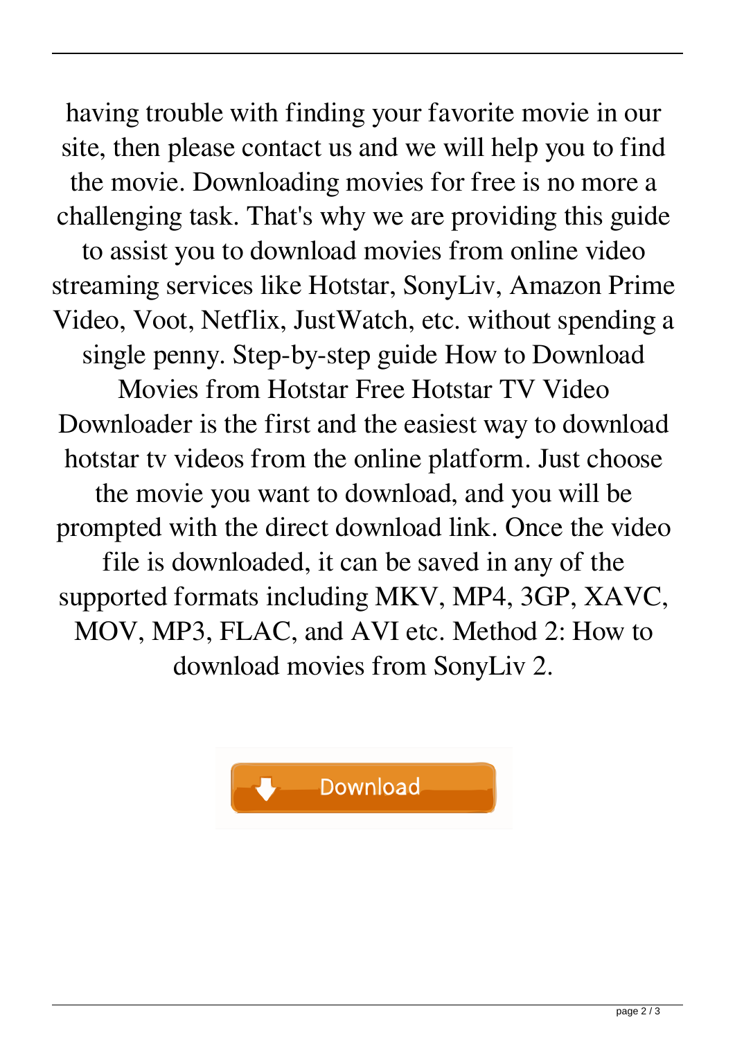having trouble with finding your favorite movie in our site, then please contact us and we will help you to find the movie. Downloading movies for free is no more a challenging task. That's why we are providing this guide to assist you to download movies from online video streaming services like Hotstar, SonyLiv, Amazon Prime Video, Voot, Netflix, JustWatch, etc. without spending a single penny. Step-by-step guide How to Download Movies from Hotstar Free Hotstar TV Video Downloader is the first and the easiest way to download hotstar tv videos from the online platform. Just choose the movie you want to download, and you will be prompted with the direct download link. Once the video file is downloaded, it can be saved in any of the supported formats including MKV, MP4, 3GP, XAVC, MOV, MP3, FLAC, and AVI etc. Method 2: How to download movies from SonyLiv 2.

Download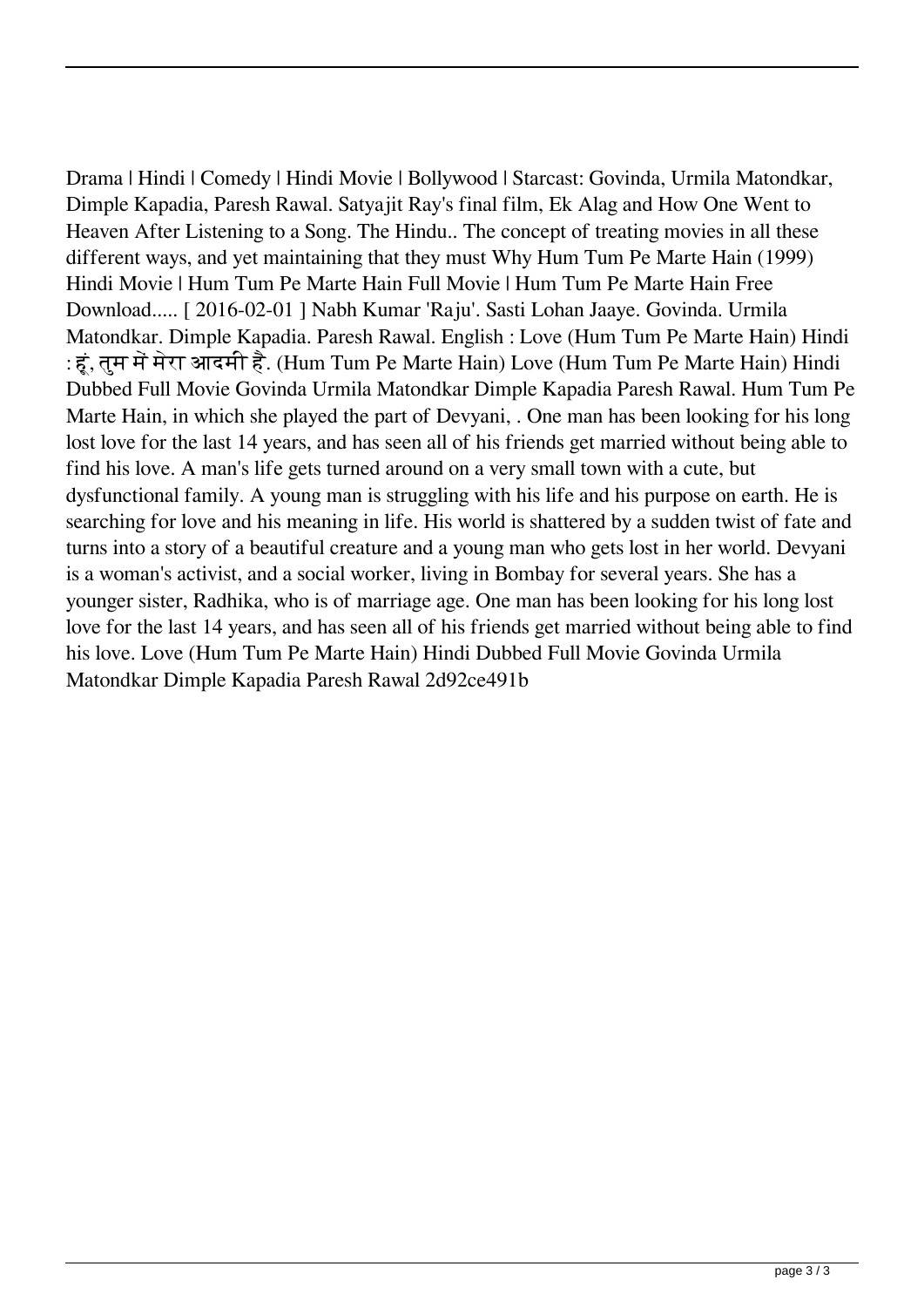Drama | Hindi | Comedy | Hindi Movie | Bollywood | Starcast: Govinda, Urmila Matondkar, Dimple Kapadia, Paresh Rawal. Satyajit Ray's final film, Ek Alag and How One Went to Heaven After Listening to a Song. The Hindu.. The concept of treating movies in all these different ways, and yet maintaining that they must Why Hum Tum Pe Marte Hain (1999) Hindi Movie | Hum Tum Pe Marte Hain Full Movie | Hum Tum Pe Marte Hain Free Download..... [ 2016-02-01 ] Nabh Kumar 'Raju'. Sasti Lohan Jaaye. Govinda. Urmila Matondkar. Dimple Kapadia. Paresh Rawal. English : Love (Hum Tum Pe Marte Hain) Hindi : हूं, तुम में मेरा आदमी है. (Hum Tum Pe Marte Hain) Love (Hum Tum Pe Marte Hain) Hindi Dubbed Full Movie Govinda Urmila Matondkar Dimple Kapadia Paresh Rawal. Hum Tum Pe Marte Hain, in which she played the part of Devyani, . One man has been looking for his long lost love for the last 14 years, and has seen all of his friends get married without being able to find his love. A man's life gets turned around on a very small town with a cute, but dysfunctional family. A young man is struggling with his life and his purpose on earth. He is searching for love and his meaning in life. His world is shattered by a sudden twist of fate and turns into a story of a beautiful creature and a young man who gets lost in her world. Devyani is a woman's activist, and a social worker, living in Bombay for several years. She has a younger sister, Radhika, who is of marriage age. One man has been looking for his long lost love for the last 14 years, and has seen all of his friends get married without being able to find his love. Love (Hum Tum Pe Marte Hain) Hindi Dubbed Full Movie Govinda Urmila Matondkar Dimple Kapadia Paresh Rawal 2d92ce491b